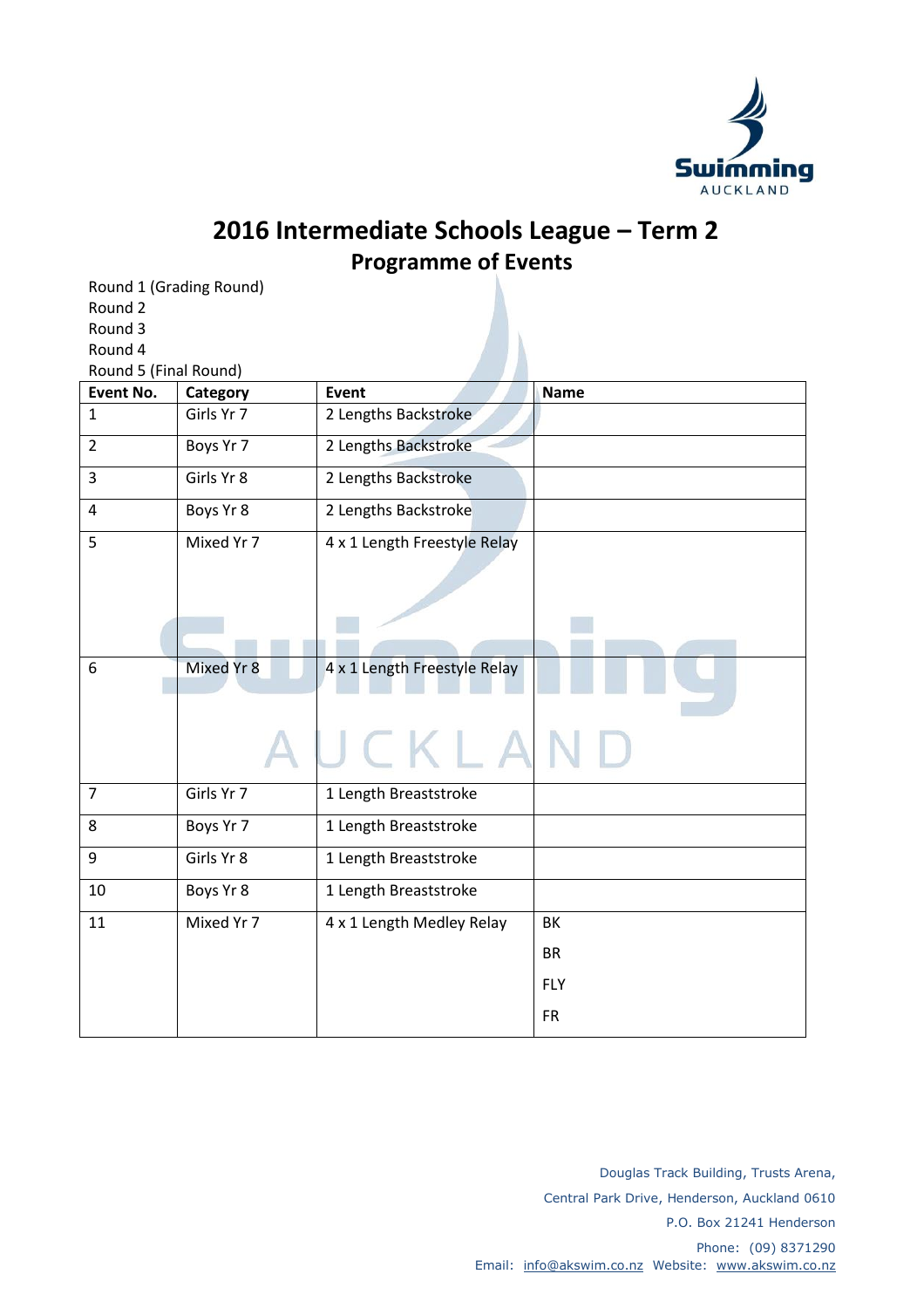# 2016 Intermediate Schools League – Term 2

## Programme of Events

Round 1 (Grading Round)
Round 2
Round 3
Round 4
Round 5 (Final Round)

| Event No. | Category | Event | Name |
|---|---|---|---|
| 1 | Girls Yr 7 | 2 Lengths Backstroke | |
| 2 | Boys Yr 7 | 2 Lengths Backstroke | |
| 3 | Girls Yr 8 | 2 Lengths Backstroke | |
| 4 | Boys Yr 8 | 2 Lengths Backstroke | |
| 5 | Mixed Yr 7 | 4 x 1 Length Freestyle Relay | |
| 6 | Mixed Yr 8 | 4 x 1 Length Freestyle Relay | |
| 7 | Girls Yr 7 | 1 Length Breaststroke | |
| 8 | Boys Yr 7 | 1 Length Breaststroke | |
| 9 | Girls Yr 8 | 1 Length Breaststroke | |
| 10 | Boys Yr 8 | 1 Length Breaststroke | |
| 11 | Mixed Yr 7 | 4 x 1 Length Medley Relay | BK<br>BR<br>FLY<br>FR |

Douglas Track Building, Trusts Arena,
Central Park Drive, Henderson, Auckland 0610
P.O. Box 21241 Henderson
Phone: (09) 8371290
Email: info@akswim.co.nz Website: www.akswim.co.nz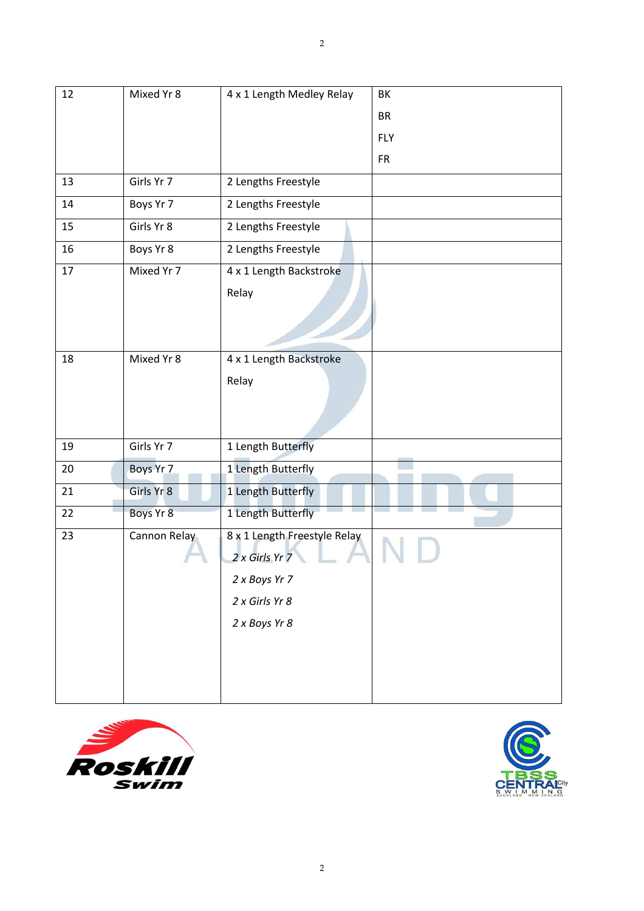| | | | |
|---|---|---|---|
| 12 | Mixed Yr 8 | 4 x 1 Length Medley Relay | BK<br>BR<br>FLY<br>FR |
| 13 | Girls Yr 7 | 2 Lengths Freestyle | |
| 14 | Boys Yr 7 | 2 Lengths Freestyle | |
| 15 | Girls Yr 8 | 2 Lengths Freestyle | |
| 16 | Boys Yr 8 | 2 Lengths Freestyle | |
| 17 | Mixed Yr 7 | 4 x 1 Length Backstroke Relay | |
| 18 | Mixed Yr 8 | 4 x 1 Length Backstroke Relay | |
| 19 | Girls Yr 7 | 1 Length Butterfly | |
| 20 | Boys Yr 7 | 1 Length Butterfly | |
| 21 | Girls Yr 8 | 1 Length Butterfly | |
| 22 | Boys Yr 8 | 1 Length Butterfly | |
| 23 | Cannon Relay | 8 x 1 Length Freestyle Relay<br>*2 x Girls Yr 7*<br>*2 x Boys Yr 7*<br>*2 x Girls Yr 8*<br>*2 x Boys Yr 8* | |